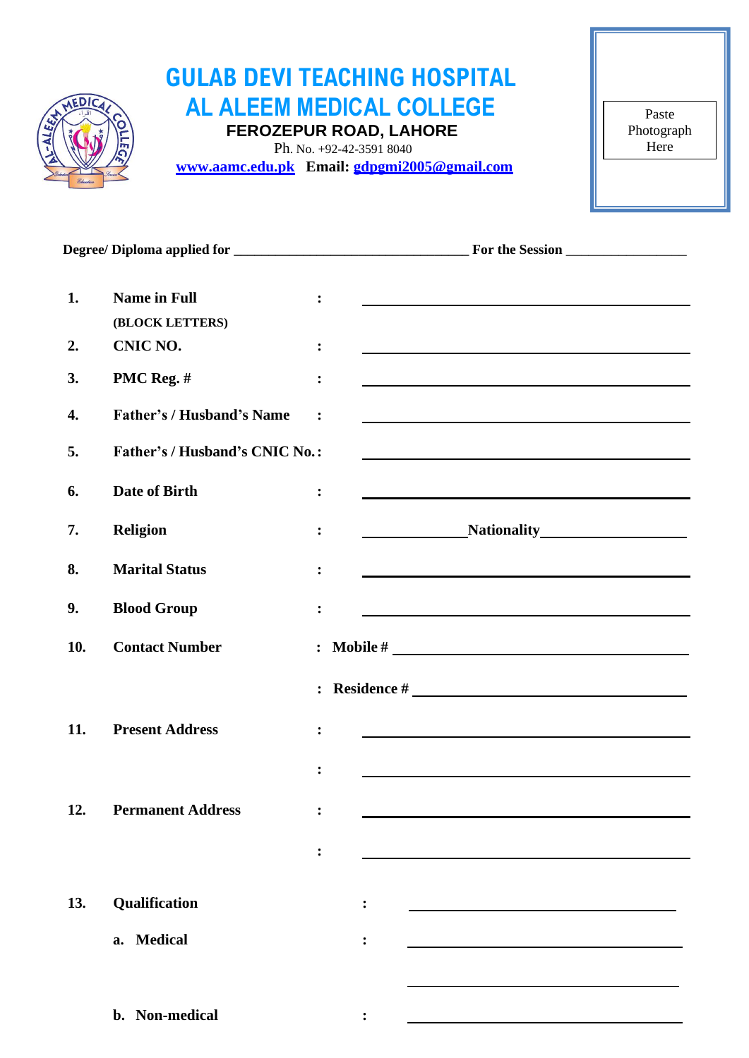# GULAB DEVI TEACHING HOSPITAL
# AL ALEEM MEDICAL COLLEGE

**FEROZEPUR ROAD, LAHORE**

Ph. No. +92-42-3591 8040

**www.aamc.edu.pk** **Email: gdpgmi2005@gmail.com**

Paste Photograph Here

**Degree/ Diploma applied for** ________________________________ **For the Session** ________________

1. **Name in Full** : ________________________________
   **(BLOCK LETTERS)**
2. **CNIC NO.** : ________________________________
3. **PMC Reg. #** : ________________________________
4. **Father's / Husband's Name** : ________________________________
5. **Father's / Husband's CNIC No.**: ________________________________
6. **Date of Birth** : ________________________________
7. **Religion** : ______________ **Nationality** ________________
8. **Marital Status** : ________________________________
9. **Blood Group** : ________________________________
10. **Contact Number** : **Mobile #** ________________________________
    : **Residence #** ________________________________
11. **Present Address** : ________________________________
    : ________________________________
12. **Permanent Address** : ________________________________
    : ________________________________
13. **Qualification** : ________________________________
    a. **Medical** : ________________________________
    ________________________________
    b. **Non-medical** : ________________________________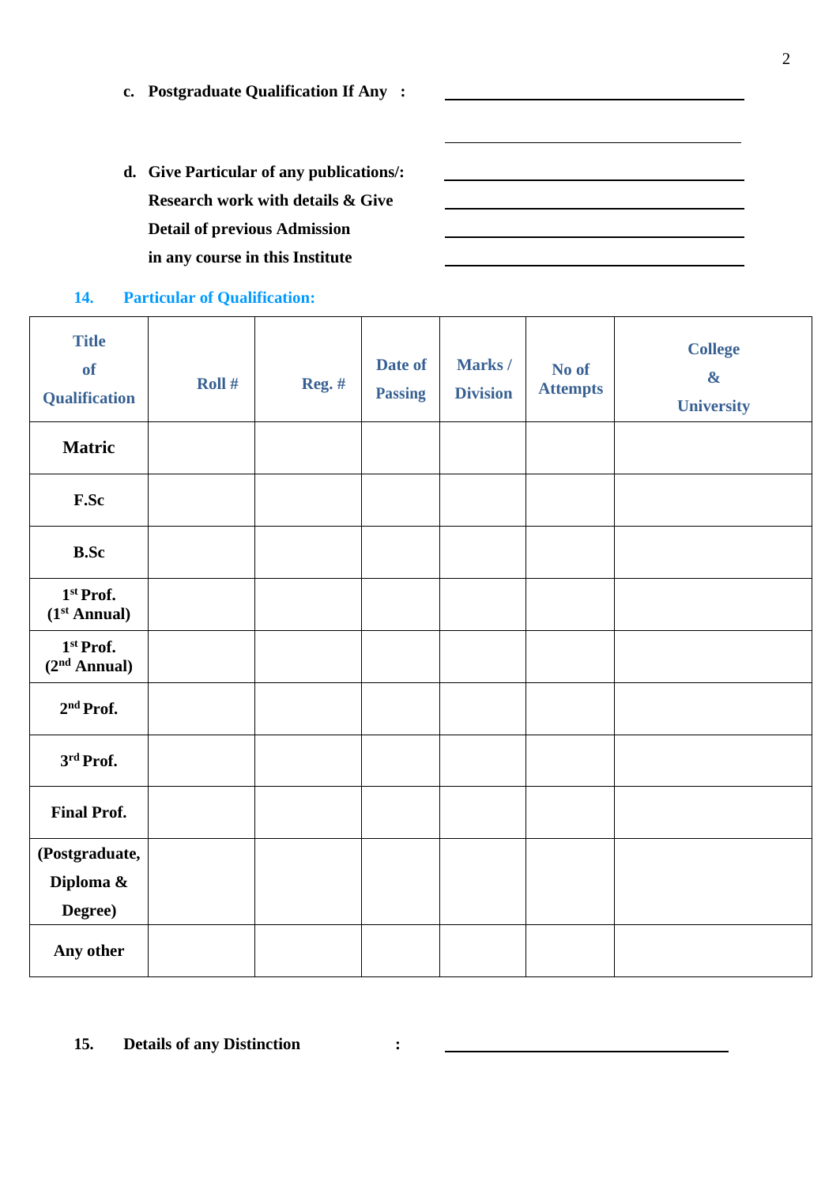c. **Postgraduate Qualification If Any :** \_\_\_\_\_\_\_\_\_\_\_\_\_\_\_\_\_\_\_\_\_\_\_\_\_\_\_\_\_\_

\_\_\_\_\_\_\_\_\_\_\_\_\_\_\_\_\_\_\_\_\_\_\_\_\_\_\_\_\_\_

d. **Give Particular of any publications/: Research work with details & Give Detail of previous Admission in any course in this Institute** \_\_\_\_\_\_\_\_\_\_\_\_\_\_\_\_\_\_\_\_\_\_\_\_\_\_\_\_\_\_

\_\_\_\_\_\_\_\_\_\_\_\_\_\_\_\_\_\_\_\_\_\_\_\_\_\_\_\_\_\_

\_\_\_\_\_\_\_\_\_\_\_\_\_\_\_\_\_\_\_\_\_\_\_\_\_\_\_\_\_\_

\_\_\_\_\_\_\_\_\_\_\_\_\_\_\_\_\_\_\_\_\_\_\_\_\_\_\_\_\_\_

**14. Particular of Qualification:**

| Title of Qualification | Roll # | Reg. # | Date of Passing | Marks / Division | No of Attempts | College & University |
|---|---|---|---|---|---|---|
| **Matric** | | | | | | |
| **F.Sc** | | | | | | |
| **B.Sc** | | | | | | |
| **1st Prof. (1st Annual)** | | | | | | |
| **1st Prof. (2nd Annual)** | | | | | | |
| **2nd Prof.** | | | | | | |
| **3rd Prof.** | | | | | | |
| **Final Prof.** | | | | | | |
| **(Postgraduate, Diploma & Degree)** | | | | | | |
| **Any other** | | | | | | |

**15. Details of any Distinction :** \_\_\_\_\_\_\_\_\_\_\_\_\_\_\_\_\_\_\_\_\_\_\_\_\_\_\_\_\_\_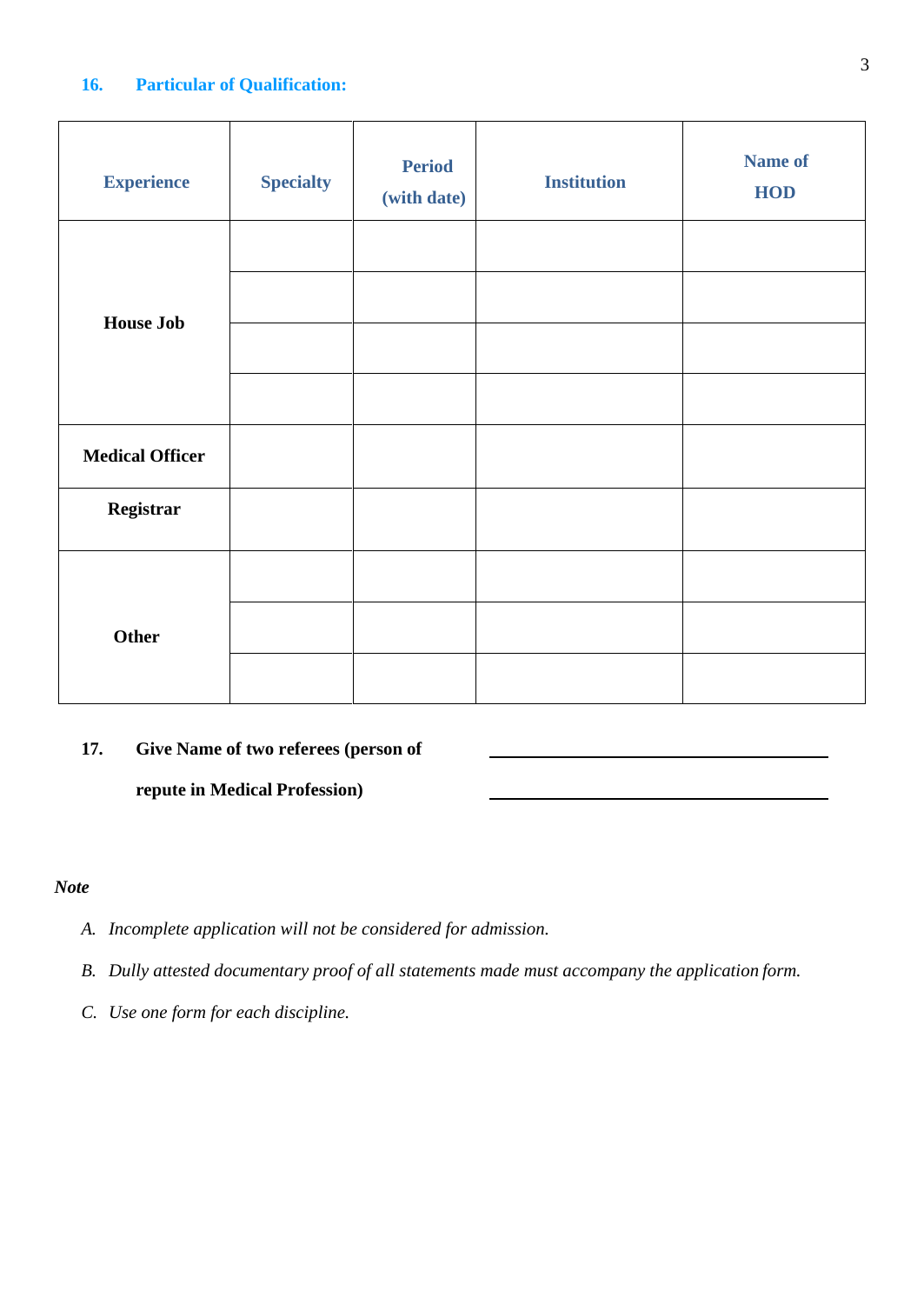### 16. Particular of Qualification:

| Experience | Specialty | Period (with date) | Institution | Name of HOD |
|---|---|---|---|---|
| House Job | | | | |
| | | | | |
| | | | | |
| | | | | |
| Medical Officer | | | | |
| Registrar | | | | |
| Other | | | | |
| | | | | |
| | | | | |

**17. Give Name of two referees (person of repute in Medical Profession)** \_\_\_\_\_\_\_\_\_\_\_\_\_\_\_\_\_\_\_\_\_\_\_\_\_\_\_\_\_\_\_\_\_\_\_\_\_\_\_\_

\_\_\_\_\_\_\_\_\_\_\_\_\_\_\_\_\_\_\_\_\_\_\_\_\_\_\_\_\_\_\_\_\_\_\_\_\_\_\_\_

***Note***

A. *Incomplete application will not be considered for admission.*

B. *Dully attested documentary proof of all statements made must accompany the application form.*

C. *Use one form for each discipline.*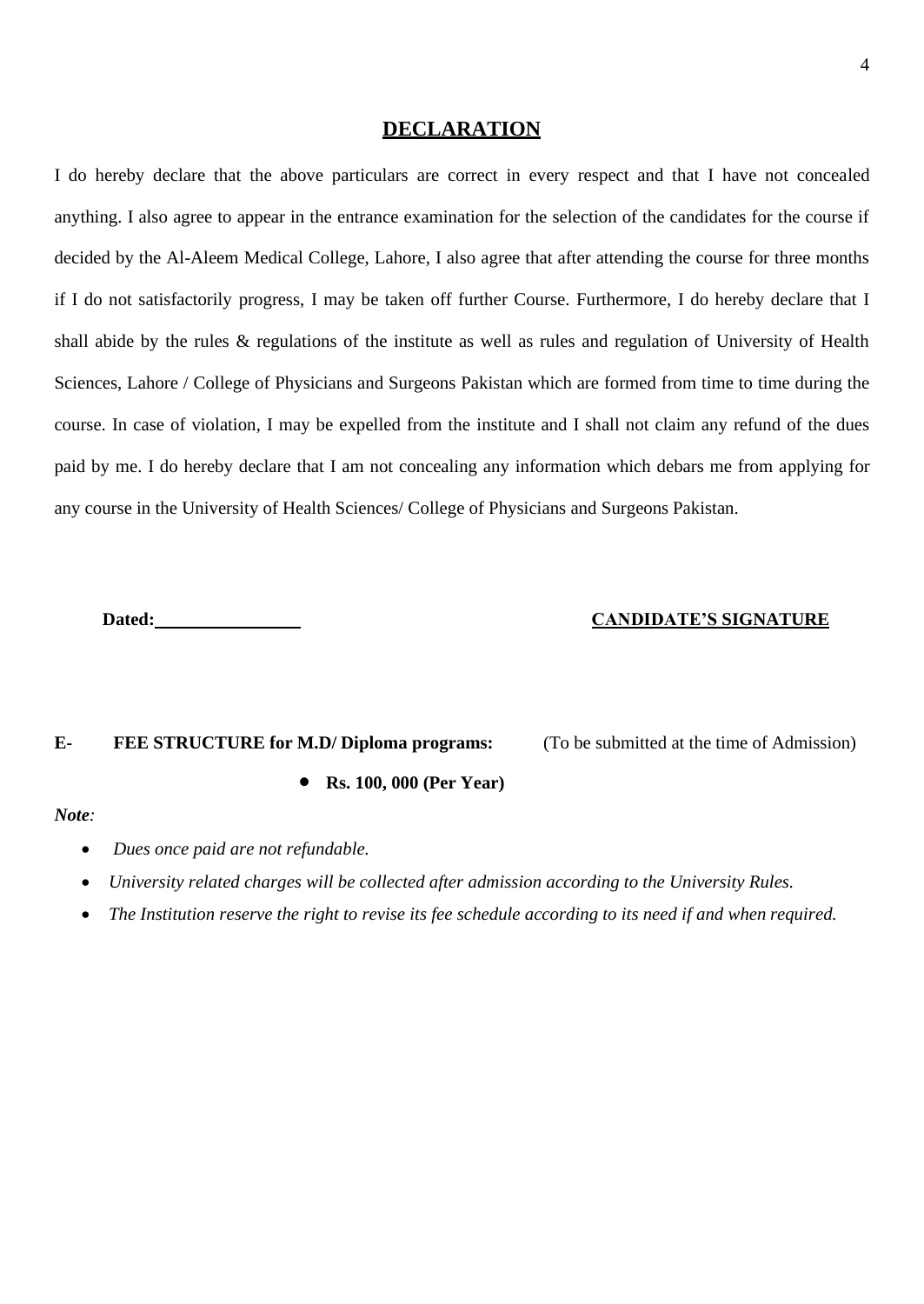## DECLARATION

I do hereby declare that the above particulars are correct in every respect and that I have not concealed anything. I also agree to appear in the entrance examination for the selection of the candidates for the course if decided by the Al-Aleem Medical College, Lahore, I also agree that after attending the course for three months if I do not satisfactorily progress, I may be taken off further Course. Furthermore, I do hereby declare that I shall abide by the rules & regulations of the institute as well as rules and regulation of University of Health Sciences, Lahore / College of Physicians and Surgeons Pakistan which are formed from time to time during the course. In case of violation, I may be expelled from the institute and I shall not claim any refund of the dues paid by me. I do hereby declare that I am not concealing any information which debars me from applying for any course in the University of Health Sciences/ College of Physicians and Surgeons Pakistan.

**Dated:** ________________ **CANDIDATE'S SIGNATURE**

**E- FEE STRUCTURE for M.D/ Diploma programs:** (To be submitted at the time of Admission)

- **Rs. 100, 000 (Per Year)**

***Note**:*

- *Dues once paid are not refundable.*
- *University related charges will be collected after admission according to the University Rules.*
- *The Institution reserve the right to revise its fee schedule according to its need if and when required.*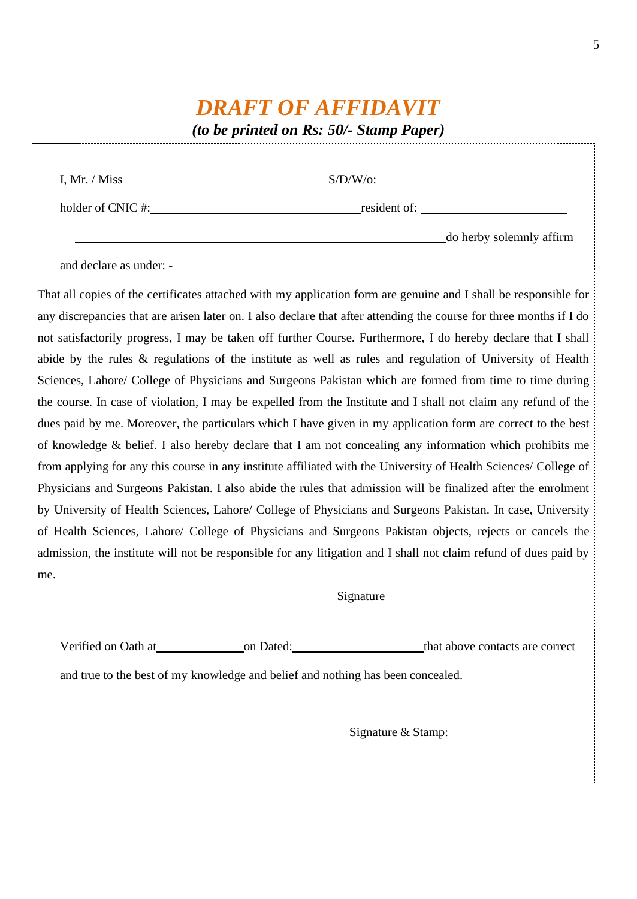# *DRAFT OF AFFIDAVIT*

***(to be printed on Rs: 50/- Stamp Paper)***

I, Mr. / Miss\_\_\_\_\_\_\_\_\_\_\_\_\_\_\_\_\_\_\_\_\_\_\_\_\_\_\_\_\_\_\_\_ S/D/W/o:\_\_\_\_\_\_\_\_\_\_\_\_\_\_\_\_\_\_\_\_\_\_\_\_\_\_\_\_\_\_\_\_

holder of CNIC #:\_\_\_\_\_\_\_\_\_\_\_\_\_\_\_\_\_\_\_\_\_\_\_\_\_\_\_\_\_\_\_\_ resident of: \_\_\_\_\_\_\_\_\_\_\_\_\_\_\_\_\_\_\_\_\_\_\_\_

\_\_\_\_\_\_\_\_\_\_\_\_\_\_\_\_\_\_\_\_\_\_\_\_\_\_\_\_\_\_\_\_\_\_\_\_\_\_\_\_\_\_\_\_\_\_\_\_\_\_\_\_\_\_\_\_\_\_ do herby solemnly affirm

and declare as under: -

That all copies of the certificates attached with my application form are genuine and I shall be responsible for any discrepancies that are arisen later on. I also declare that after attending the course for three months if I do not satisfactorily progress, I may be taken off further Course. Furthermore, I do hereby declare that I shall abide by the rules & regulations of the institute as well as rules and regulation of University of Health Sciences, Lahore/ College of Physicians and Surgeons Pakistan which are formed from time to time during the course. In case of violation, I may be expelled from the Institute and I shall not claim any refund of the dues paid by me. Moreover, the particulars which I have given in my application form are correct to the best of knowledge & belief. I also hereby declare that I am not concealing any information which prohibits me from applying for any this course in any institute affiliated with the University of Health Sciences/ College of Physicians and Surgeons Pakistan. I also abide the rules that admission will be finalized after the enrolment by University of Health Sciences, Lahore/ College of Physicians and Surgeons Pakistan. In case, University of Health Sciences, Lahore/ College of Physicians and Surgeons Pakistan objects, rejects or cancels the admission, the institute will not be responsible for any litigation and I shall not claim refund of dues paid by me.

Signature \_\_\_\_\_\_\_\_\_\_\_\_\_\_\_\_\_\_\_\_\_\_\_\_\_\_

Verified on Oath at\_\_\_\_\_\_\_\_\_\_\_\_\_\_\_ on Dated:\_\_\_\_\_\_\_\_\_\_\_\_\_\_\_\_\_\_\_\_\_\_ that above contacts are correct and true to the best of my knowledge and belief and nothing has been concealed.

Signature & Stamp: \_\_\_\_\_\_\_\_\_\_\_\_\_\_\_\_\_\_\_\_\_\_\_\_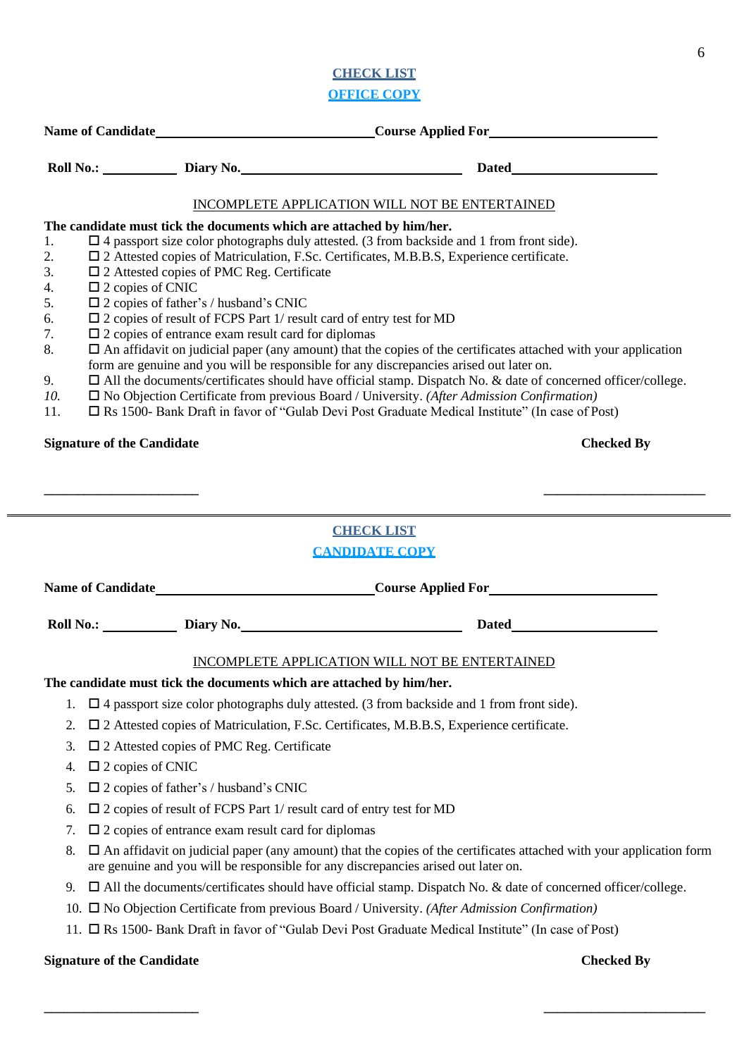## CHECK LIST

## OFFICE COPY

**Name of Candidate**\_\_\_\_\_\_\_\_\_\_\_\_\_\_\_\_\_\_\_\_\_\_\_\_\_\_\_\_\_\_ **Course Applied For**\_\_\_\_\_\_\_\_\_\_\_\_\_\_\_\_\_\_\_\_\_\_\_

**Roll No.:** \_\_\_\_\_\_\_\_\_\_ **Diary No.**\_\_\_\_\_\_\_\_\_\_\_\_\_\_\_\_\_\_\_\_\_\_\_\_\_\_\_\_\_\_ **Dated**\_\_\_\_\_\_\_\_\_\_\_\_\_\_\_\_\_\_\_\_

<u>INCOMPLETE APPLICATION WILL NOT BE ENTERTAINED</u>

**The candidate must tick the documents which are attached by him/her.**

1. ☐ 4 passport size color photographs duly attested. (3 from backside and 1 from front side).
2. ☐ 2 Attested copies of Matriculation, F.Sc. Certificates, M.B.B.S, Experience certificate.
3. ☐ 2 Attested copies of PMC Reg. Certificate
4. ☐ 2 copies of CNIC
5. ☐ 2 copies of father's / husband's CNIC
6. ☐ 2 copies of result of FCPS Part 1/ result card of entry test for MD
7. ☐ 2 copies of entrance exam result card for diplomas
8. ☐ An affidavit on judicial paper (any amount) that the copies of the certificates attached with your application form are genuine and you will be responsible for any discrepancies arised out later on.
9. ☐ All the documents/certificates should have official stamp. Dispatch No. & date of concerned officer/college.
10. ☐ No Objection Certificate from previous Board / University. *(After Admission Confirmation)*
11. ☐ Rs 1500- Bank Draft in favor of "Gulab Devi Post Graduate Medical Institute" (In case of Post)

**Signature of the Candidate** **Checked By**

\_\_\_\_\_\_\_\_\_\_\_\_\_\_\_\_\_\_\_\_\_\_ \_\_\_\_\_\_\_\_\_\_\_\_\_\_\_\_\_\_\_\_\_\_\_

---

## CHECK LIST

## CANDIDATE COPY

**Name of Candidate**\_\_\_\_\_\_\_\_\_\_\_\_\_\_\_\_\_\_\_\_\_\_\_\_\_\_\_\_\_\_ **Course Applied For**\_\_\_\_\_\_\_\_\_\_\_\_\_\_\_\_\_\_\_\_\_\_\_

**Roll No.:** \_\_\_\_\_\_\_\_\_\_ **Diary No.**\_\_\_\_\_\_\_\_\_\_\_\_\_\_\_\_\_\_\_\_\_\_\_\_\_\_\_\_\_\_ **Dated**\_\_\_\_\_\_\_\_\_\_\_\_\_\_\_\_\_\_\_\_

<u>INCOMPLETE APPLICATION WILL NOT BE ENTERTAINED</u>

**The candidate must tick the documents which are attached by him/her.**

1. ☐ 4 passport size color photographs duly attested. (3 from backside and 1 from front side).
2. ☐ 2 Attested copies of Matriculation, F.Sc. Certificates, M.B.B.S, Experience certificate.
3. ☐ 2 Attested copies of PMC Reg. Certificate
4. ☐ 2 copies of CNIC
5. ☐ 2 copies of father's / husband's CNIC
6. ☐ 2 copies of result of FCPS Part 1/ result card of entry test for MD
7. ☐ 2 copies of entrance exam result card for diplomas
8. ☐ An affidavit on judicial paper (any amount) that the copies of the certificates attached with your application form are genuine and you will be responsible for any discrepancies arised out later on.
9. ☐ All the documents/certificates should have official stamp. Dispatch No. & date of concerned officer/college.
10. ☐ No Objection Certificate from previous Board / University. *(After Admission Confirmation)*
11. ☐ Rs 1500- Bank Draft in favor of "Gulab Devi Post Graduate Medical Institute" (In case of Post)

**Signature of the Candidate** **Checked By**

\_\_\_\_\_\_\_\_\_\_\_\_\_\_\_\_\_\_\_\_\_\_ \_\_\_\_\_\_\_\_\_\_\_\_\_\_\_\_\_\_\_\_\_\_\_